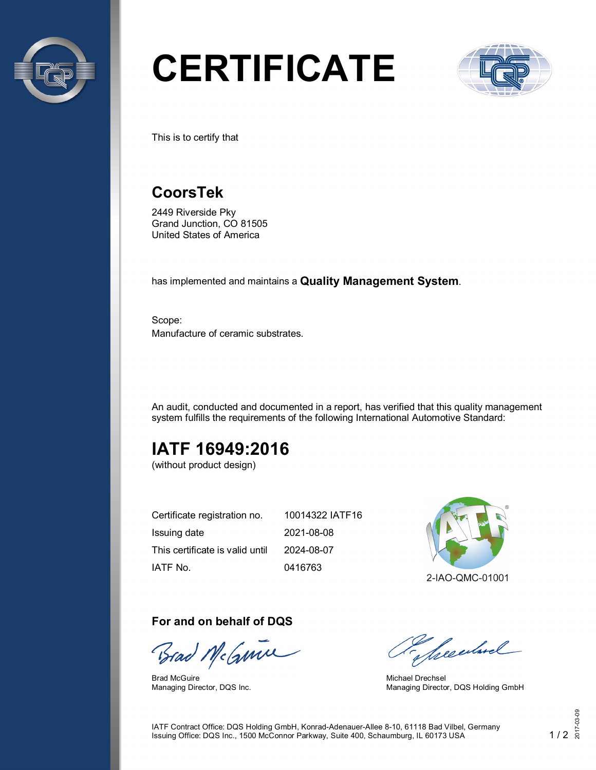# CERTIFICATE

This is to certify that

## CoorsTek

2449 Riverside Pky
Grand Junction, CO 81505
United States of America

has implemented and maintains a **Quality Management System**.

Scope:
Manufacture of ceramic substrates.

An audit, conducted and documented in a report, has verified that this quality management system fulfills the requirements of the following International Automotive Standard:

## IATF 16949:2016

(without product design)

| | |
|---|---|
| Certificate registration no. | 10014322 IATF16 |
| Issuing date | 2021-08-08 |
| This certificate is valid until | 2024-08-07 |
| IATF No. | 0416763 |

2-IAO-QMC-01001

### For and on behalf of DQS

Brad McGuire
Managing Director, DQS Inc.

Michael Drechsel
Managing Director, DQS Holding GmbH

IATF Contract Office: DQS Holding GmbH, Konrad-Adenauer-Allee 8-10, 61118 Bad Vilbel, Germany
Issuing Office: DQS Inc., 1500 McConnor Parkway, Suite 400, Schaumburg, IL 60173 USA

2017-03-09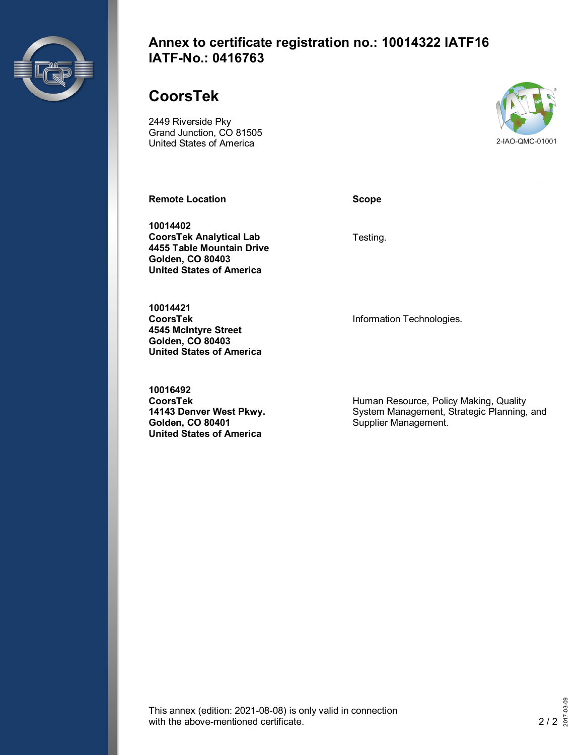# Annex to certificate registration no.: 10014322 IATF16
# IATF-No.: 0416763

## CoorsTek

2449 Riverside Pky
Grand Junction, CO 81505
United States of America

2-IAO-QMC-01001

| Remote Location | Scope |
|---|---|
| **10014402**<br>**CoorsTek Analytical Lab**<br>**4455 Table Mountain Drive**<br>**Golden, CO 80403**<br>**United States of America** | Testing. |
| **10014421**<br>**CoorsTek**<br>**4545 McIntyre Street**<br>**Golden, CO 80403**<br>**United States of America** | Information Technologies. |
| **10016492**<br>**CoorsTek**<br>**14143 Denver West Pkwy.**<br>**Golden, CO 80401**<br>**United States of America** | Human Resource, Policy Making, Quality System Management, Strategic Planning, and Supplier Management. |

This annex (edition: 2021-08-08) is only valid in connection with the above-mentioned certificate.

2017-03-09